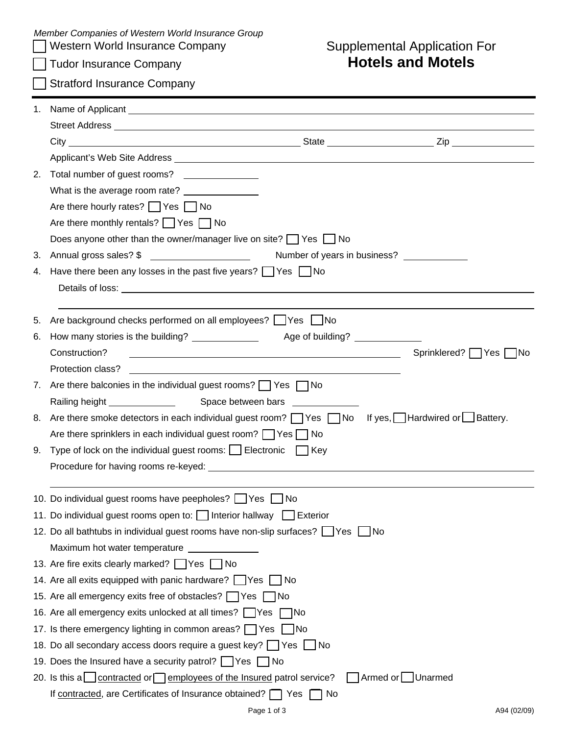*Member Companies of Western World Insurance Group*

☐ Western World Insurance Company

☐ Tudor Insurance Company

☐ Stratford Insurance Company

# Supplemental Application For **Hotels and Motels**

1. Name of Applicant ____________________

   Street Address ____________________

   City ____________________ State ____________ Zip ____________

   Applicant's Web Site Address ____________________

2. Total number of guest rooms? ____________

   What is the average room rate? ____________

   Are there hourly rates? ☐ Yes ☐ No

   Are there monthly rentals? ☐ Yes ☐ No

   Does anyone other than the owner/manager live on site? ☐ Yes ☐ No

3. Annual gross sales? $ ____________ Number of years in business? ____________

4. Have there been any losses in the past five years? ☐ Yes ☐ No

   Details of loss: ____________________

5. Are background checks performed on all employees? ☐ Yes ☐ No

6. How many stories is the building? ____________ Age of building? ____________

   Construction? ____________________ Sprinklered? ☐ Yes ☐ No

   Protection class? ____________________

7. Are there balconies in the individual guest rooms? ☐ Yes ☐ No

   Railing height ____________ Space between bars ____________

8. Are there smoke detectors in each individual guest room? ☐ Yes ☐ No If yes, ☐ Hardwired or ☐ Battery.

   Are there sprinklers in each individual guest room? ☐ Yes ☐ No

9. Type of lock on the individual guest rooms: ☐ Electronic ☐ Key

   Procedure for having rooms re-keyed: ____________________

10. Do individual guest rooms have peepholes? ☐ Yes ☐ No

11. Do individual guest rooms open to: ☐ Interior hallway ☐ Exterior

12. Do all bathtubs in individual guest rooms have non-slip surfaces? ☐ Yes ☐ No

    Maximum hot water temperature ____________

13. Are fire exits clearly marked? ☐ Yes ☐ No

14. Are all exits equipped with panic hardware? ☐ Yes ☐ No

15. Are all emergency exits free of obstacles? ☐ Yes ☐ No

16. Are all emergency exits unlocked at all times? ☐ Yes ☐ No

17. Is there emergency lighting in common areas? ☐ Yes ☐ No

18. Do all secondary access doors require a guest key? ☐ Yes ☐ No

19. Does the Insured have a security patrol? ☐ Yes ☐ No

20. Is this a ☐ contracted or ☐ employees of the Insured patrol service? ☐ Armed or ☐ Unarmed

    If contracted, are Certificates of Insurance obtained? ☐ Yes ☐ No

A94 (02/09)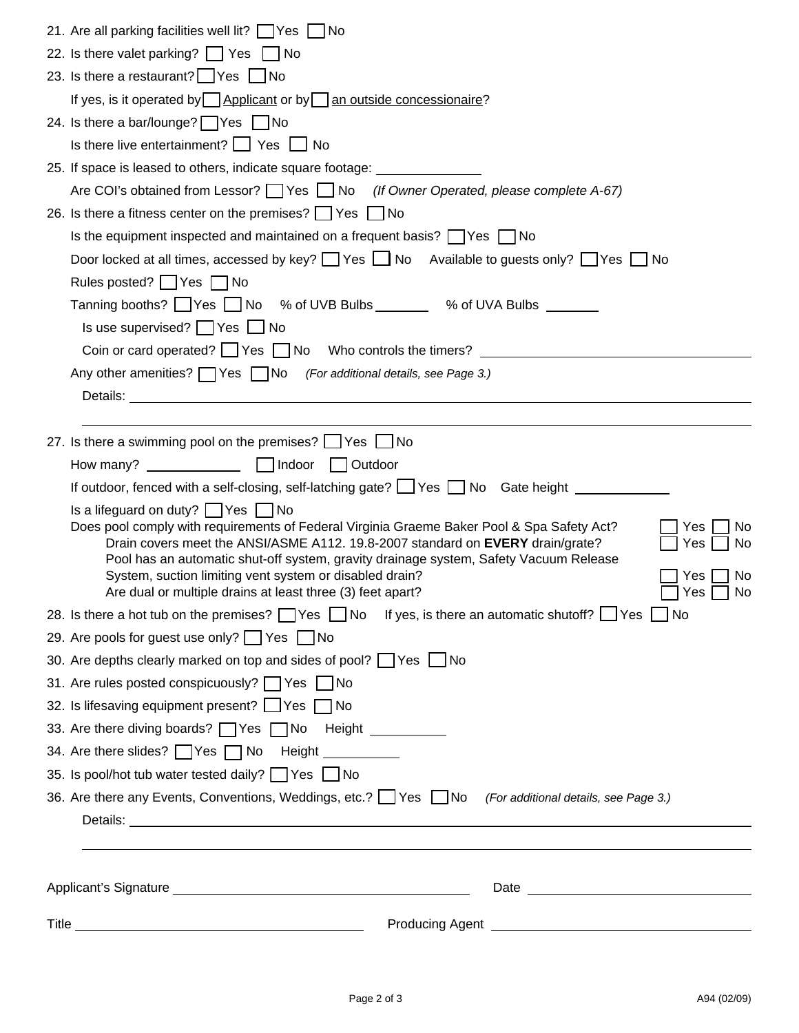21. Are all parking facilities well lit? ☐ Yes ☐ No

22. Is there valet parking? ☐ Yes ☐ No

23. Is there a restaurant? ☐ Yes ☐ No

    If yes, is it operated by ☐ Applicant or by ☐ an outside concessionaire?

24. Is there a bar/lounge? ☐ Yes ☐ No

    Is there live entertainment? ☐ Yes ☐ No

25. If space is leased to others, indicate square footage: ______________

    Are COI's obtained from Lessor? ☐ Yes ☐ No *(If Owner Operated, please complete A-67)*

26. Is there a fitness center on the premises? ☐ Yes ☐ No

    Is the equipment inspected and maintained on a frequent basis? ☐ Yes ☐ No

    Door locked at all times, accessed by key? ☐ Yes ☐ No  Available to guests only? ☐ Yes ☐ No

    Rules posted? ☐ Yes ☐ No

    Tanning booths? ☐ Yes ☐ No  % of UVB Bulbs ________  % of UVA Bulbs ________

    Is use supervised? ☐ Yes ☐ No

    Coin or card operated? ☐ Yes ☐ No  Who controls the timers? ______________________________

    Any other amenities? ☐ Yes ☐ No *(For additional details, see Page 3.)*

    Details: ______________________________________________________________________

    ______________________________________________________________________

27. Is there a swimming pool on the premises? ☐ Yes ☐ No

    How many? ____________ ☐ Indoor ☐ Outdoor

    If outdoor, fenced with a self-closing, self-latching gate? ☐ Yes ☐ No  Gate height ____________

    Is a lifeguard on duty? ☐ Yes ☐ No

    Does pool comply with requirements of Federal Virginia Graeme Baker Pool & Spa Safety Act? ☐ Yes ☐ No

    Drain covers meet the ANSI/ASME A112. 19.8-2007 standard on **EVERY** drain/grate? ☐ Yes ☐ No

    Pool has an automatic shut-off system, gravity drainage system, Safety Vacuum Release System, suction limiting vent system or disabled drain? ☐ Yes ☐ No

    Are dual or multiple drains at least three (3) feet apart? ☐ Yes ☐ No

28. Is there a hot tub on the premises? ☐ Yes ☐ No  If yes, is there an automatic shutoff? ☐ Yes ☐ No

29. Are pools for guest use only? ☐ Yes ☐ No

30. Are depths clearly marked on top and sides of pool? ☐ Yes ☐ No

31. Are rules posted conspicuously? ☐ Yes ☐ No

32. Is lifesaving equipment present? ☐ Yes ☐ No

33. Are there diving boards? ☐ Yes ☐ No  Height __________

34. Are there slides? ☐ Yes ☐ No  Height __________

35. Is pool/hot tub water tested daily? ☐ Yes ☐ No

36. Are there any Events, Conventions, Weddings, etc.? ☐ Yes ☐ No *(For additional details, see Page 3.)*

    Details: ______________________________________________________________________

    ______________________________________________________________________

Applicant's Signature ______________________________  Date ______________________

Title ______________________________  Producing Agent ______________________________

A94 (02/09)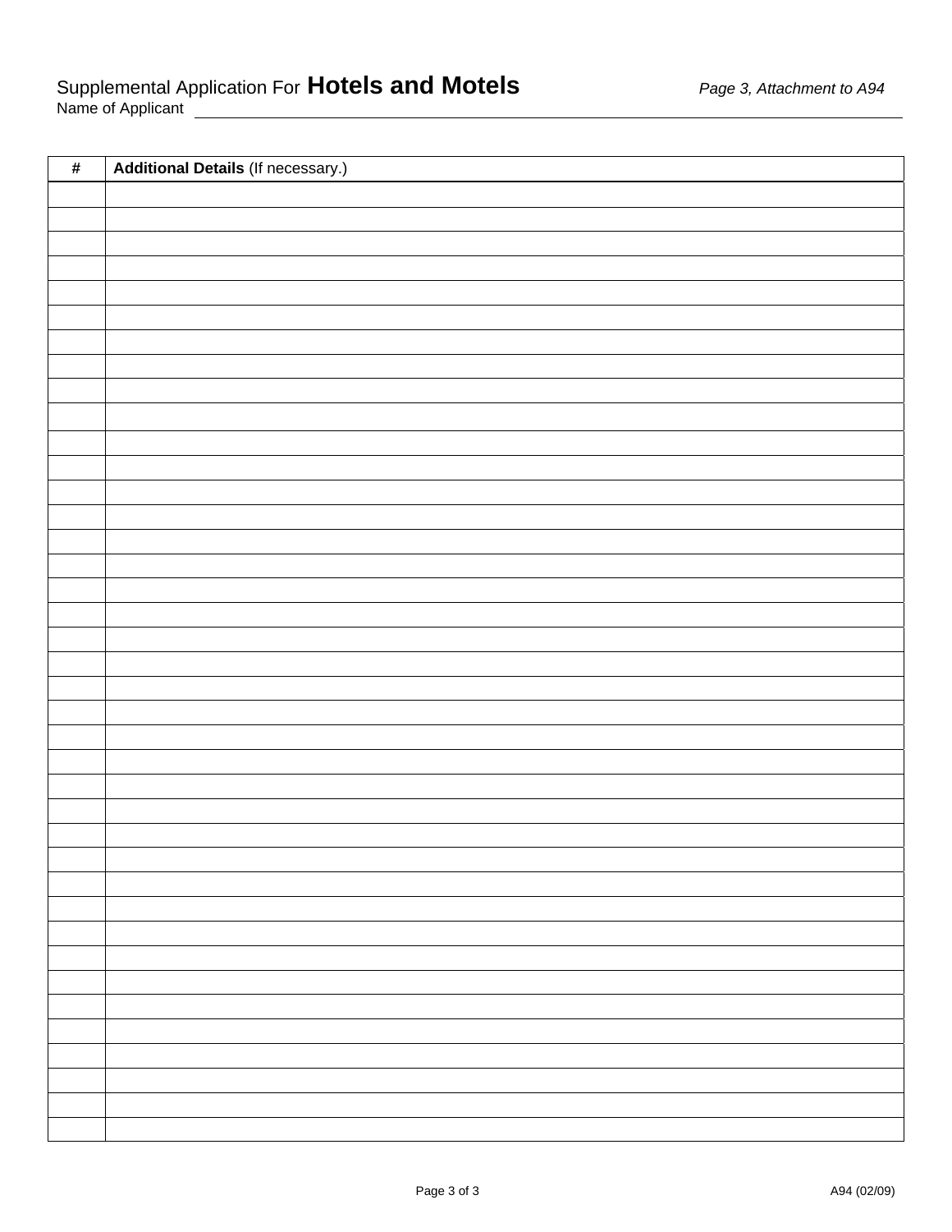Supplemental Application For **Hotels and Motels** *Page 3, Attachment to A94*

Name of Applicant \_\_\_\_\_\_\_\_\_\_\_\_\_\_\_\_\_\_\_\_\_\_\_\_\_\_\_\_\_\_\_\_\_\_\_\_\_\_\_\_

| # | **Additional Details** (If necessary.) |
|---|---|
| | |
| | |
| | |
| | |
| | |
| | |
| | |
| | |
| | |
| | |
| | |
| | |
| | |
| | |
| | |
| | |
| | |
| | |
| | |
| | |
| | |
| | |
| | |
| | |
| | |
| | |
| | |
| | |
| | |
| | |
| | |
| | |
| | |
| | |
| | |
| | |
| | |
| | |
| | |
| | |